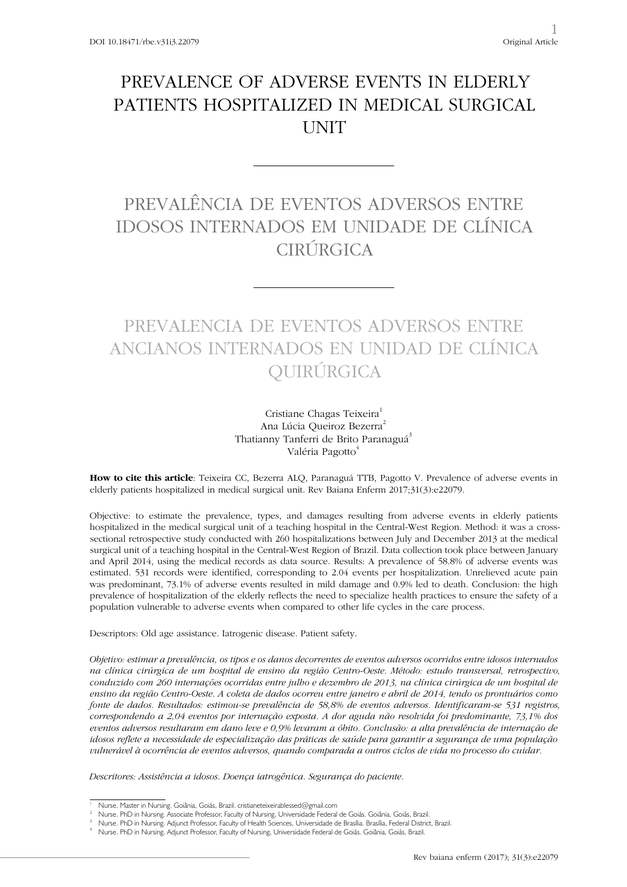DOI 10.18471/rbe.v31i3.22079

Original Article

# PREVALENCE OF ADVERSE EVENTS IN ELDERLY PATIENTS HOSPITALIZED IN MEDICAL SURGICAL UNIT

# PREVALÊNCIA DE EVENTOS ADVERSOS ENTRE IDOSOS INTERNADOS EM UNIDADE DE CLÍNICA CIRÚRGICA

# PREVALENCIA DE EVENTOS ADVERSOS ENTRE ANCIANOS INTERNADOS EN UNIDAD DE CLÍNICA QUIRÚRGICA

Cristiane Chagas Teixeira[1]
Ana Lúcia Queiroz Bezerra[2]
Thatianny Tanferri de Brito Paranaguá[3]
Valéria Pagotto[4]

**How to cite this article**: Teixeira CC, Bezerra ALQ, Paranaguá TTB, Pagotto V. Prevalence of adverse events in elderly patients hospitalized in medical surgical unit. Rev Baiana Enferm 2017;31(3):e22079.

Objective: to estimate the prevalence, types, and damages resulting from adverse events in elderly patients hospitalized in the medical surgical unit of a teaching hospital in the Central-West Region. Method: it was a cross-sectional retrospective study conducted with 260 hospitalizations between July and December 2013 at the medical surgical unit of a teaching hospital in the Central-West Region of Brazil. Data collection took place between January and April 2014, using the medical records as data source. Results: A prevalence of 58.8% of adverse events was estimated. 531 records were identified, corresponding to 2.04 events per hospitalization. Unrelieved acute pain was predominant, 73.1% of adverse events resulted in mild damage and 0.9% led to death. Conclusion: the high prevalence of hospitalization of the elderly reflects the need to specialize health practices to ensure the safety of a population vulnerable to adverse events when compared to other life cycles in the care process.

Descriptors: Old age assistance. Iatrogenic disease. Patient safety.

*Objetivo: estimar a prevalência, os tipos e os danos decorrentes de eventos adversos ocorridos entre idosos internados na clínica cirúrgica de um hospital de ensino da região Centro-Oeste. Método: estudo transversal, retrospectivo, conduzido com 260 internações ocorridas entre julho e dezembro de 2013, na clínica cirúrgica de um hospital de ensino da região Centro-Oeste. A coleta de dados ocorreu entre janeiro e abril de 2014, tendo os prontuários como fonte de dados. Resultados: estimou-se prevalência de 58,8% de eventos adversos. Identificaram-se 531 registros, correspondendo a 2,04 eventos por internação exposta. A dor aguda não resolvida foi predominante, 73,1% dos eventos adversos resultaram em dano leve e 0,9% levaram a óbito. Conclusão: a alta prevalência de internação de idosos reflete a necessidade de especialização das práticas de saúde para garantir a segurança de uma população vulnerável à ocorrência de eventos adversos, quando comparada a outros ciclos de vida no processo do cuidar.*

*Descritores: Assistência a idosos. Doença iatrogênica. Segurança do paciente.*

---

[1] Nurse. Master in Nursing. Goiânia, Goiás, Brazil. cristianeteixeirablessed@gmail.com
[2] Nurse. PhD in Nursing. Associate Professor, Faculty of Nursing, Universidade Federal de Goiás. Goiânia, Goiás, Brazil.
[3] Nurse. PhD in Nursing. Adjunct Professor, Faculty of Health Sciences, Universidade de Brasília. Brasília, Federal District, Brazil.
[4] Nurse. PhD in Nursing. Adjunct Professor, Faculty of Nursing, Universidade Federal de Goiás. Goiânia, Goiás, Brazil.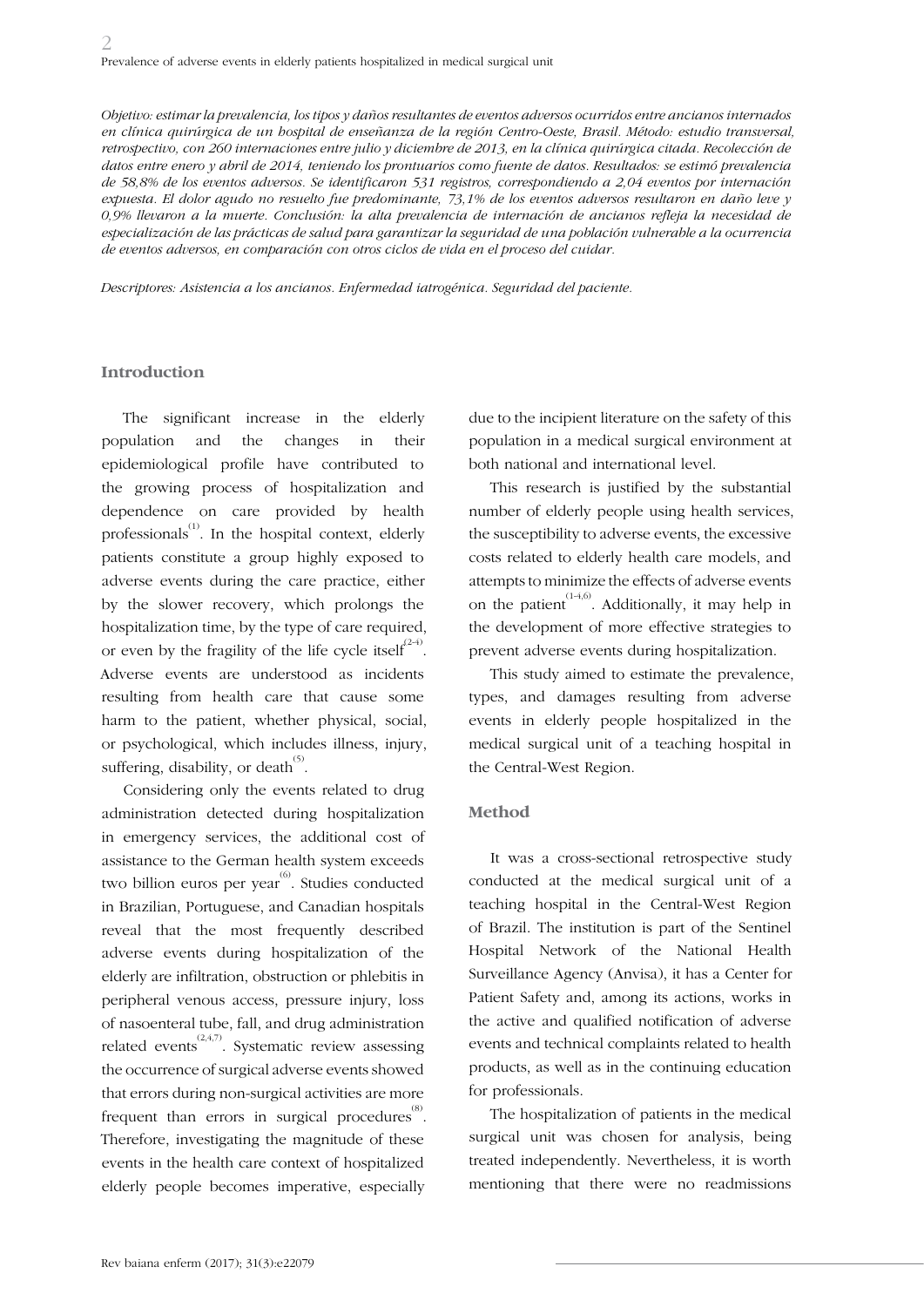*Objetivo: estimar la prevalencia, los tipos y daños resultantes de eventos adversos ocurridos entre ancianos internados en clínica quirúrgica de un hospital de enseñanza de la región Centro-Oeste, Brasil. Método: estudio transversal, retrospectivo, con 260 internaciones entre julio y diciembre de 2013, en la clínica quirúrgica citada. Recolección de datos entre enero y abril de 2014, teniendo los prontuarios como fuente de datos. Resultados: se estimó prevalencia de 58,8% de los eventos adversos. Se identificaron 531 registros, correspondiendo a 2,04 eventos por internación expuesta. El dolor agudo no resuelto fue predominante, 73,1% de los eventos adversos resultaron en daño leve y 0,9% llevaron a la muerte. Conclusión: la alta prevalencia de internación de ancianos refleja la necesidad de especialización de las prácticas de salud para garantizar la seguridad de una población vulnerable a la ocurrencia de eventos adversos, en comparación con otros ciclos de vida en el proceso del cuidar.*

*Descriptores: Asistencia a los ancianos. Enfermedad iatrogénica. Seguridad del paciente.*

## Introduction

The significant increase in the elderly population and the changes in their epidemiological profile have contributed to the growing process of hospitalization and dependence on care provided by health professionals[1]. In the hospital context, elderly patients constitute a group highly exposed to adverse events during the care practice, either by the slower recovery, which prolongs the hospitalization time, by the type of care required, or even by the fragility of the life cycle itself[2-4]. Adverse events are understood as incidents resulting from health care that cause some harm to the patient, whether physical, social, or psychological, which includes illness, injury, suffering, disability, or death[5].

Considering only the events related to drug administration detected during hospitalization in emergency services, the additional cost of assistance to the German health system exceeds two billion euros per year[6]. Studies conducted in Brazilian, Portuguese, and Canadian hospitals reveal that the most frequently described adverse events during hospitalization of the elderly are infiltration, obstruction or phlebitis in peripheral venous access, pressure injury, loss of nasoenteral tube, fall, and drug administration related events[2,4,7]. Systematic review assessing the occurrence of surgical adverse events showed that errors during non-surgical activities are more frequent than errors in surgical procedures[8]. Therefore, investigating the magnitude of these events in the health care context of hospitalized elderly people becomes imperative, especially due to the incipient literature on the safety of this population in a medical surgical environment at both national and international level.

This research is justified by the substantial number of elderly people using health services, the susceptibility to adverse events, the excessive costs related to elderly health care models, and attempts to minimize the effects of adverse events on the patient[1-4,6]. Additionally, it may help in the development of more effective strategies to prevent adverse events during hospitalization.

This study aimed to estimate the prevalence, types, and damages resulting from adverse events in elderly people hospitalized in the medical surgical unit of a teaching hospital in the Central-West Region.

## Method

It was a cross-sectional retrospective study conducted at the medical surgical unit of a teaching hospital in the Central-West Region of Brazil. The institution is part of the Sentinel Hospital Network of the National Health Surveillance Agency (Anvisa), it has a Center for Patient Safety and, among its actions, works in the active and qualified notification of adverse events and technical complaints related to health products, as well as in the continuing education for professionals.

The hospitalization of patients in the medical surgical unit was chosen for analysis, being treated independently. Nevertheless, it is worth mentioning that there were no readmissions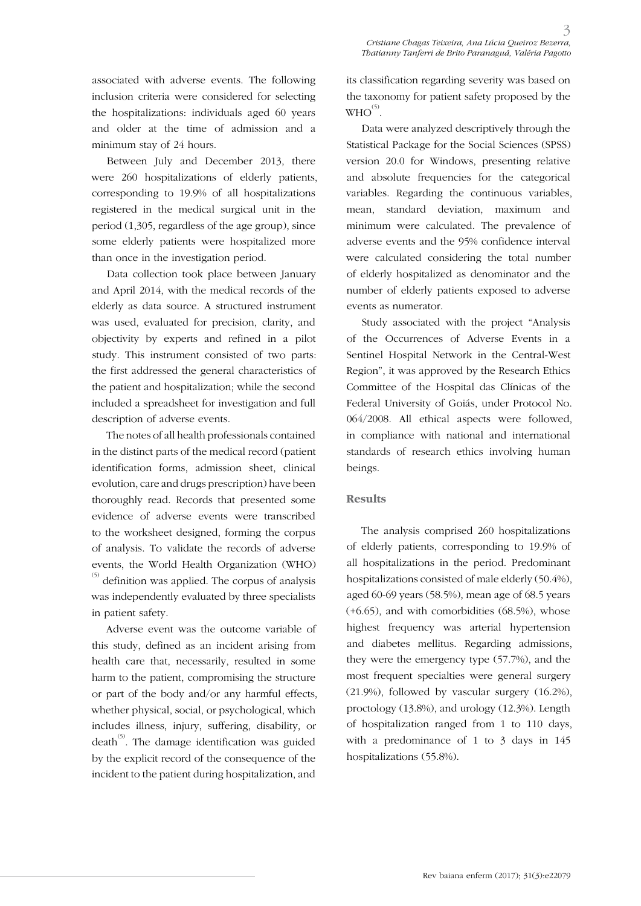associated with adverse events. The following inclusion criteria were considered for selecting the hospitalizations: individuals aged 60 years and older at the time of admission and a minimum stay of 24 hours.

Between July and December 2013, there were 260 hospitalizations of elderly patients, corresponding to 19.9% of all hospitalizations registered in the medical surgical unit in the period (1,305, regardless of the age group), since some elderly patients were hospitalized more than once in the investigation period.

Data collection took place between January and April 2014, with the medical records of the elderly as data source. A structured instrument was used, evaluated for precision, clarity, and objectivity by experts and refined in a pilot study. This instrument consisted of two parts: the first addressed the general characteristics of the patient and hospitalization; while the second included a spreadsheet for investigation and full description of adverse events.

The notes of all health professionals contained in the distinct parts of the medical record (patient identification forms, admission sheet, clinical evolution, care and drugs prescription) have been thoroughly read. Records that presented some evidence of adverse events were transcribed to the worksheet designed, forming the corpus of analysis. To validate the records of adverse events, the World Health Organization (WHO)[(5)] definition was applied. The corpus of analysis was independently evaluated by three specialists in patient safety.

Adverse event was the outcome variable of this study, defined as an incident arising from health care that, necessarily, resulted in some harm to the patient, compromising the structure or part of the body and/or any harmful effects, whether physical, social, or psychological, which includes illness, injury, suffering, disability, or death[(5)]. The damage identification was guided by the explicit record of the consequence of the incident to the patient during hospitalization, and its classification regarding severity was based on the taxonomy for patient safety proposed by the WHO[(5)].

Data were analyzed descriptively through the Statistical Package for the Social Sciences (SPSS) version 20.0 for Windows, presenting relative and absolute frequencies for the categorical variables. Regarding the continuous variables, mean, standard deviation, maximum and minimum were calculated. The prevalence of adverse events and the 95% confidence interval were calculated considering the total number of elderly hospitalized as denominator and the number of elderly patients exposed to adverse events as numerator.

Study associated with the project "Analysis of the Occurrences of Adverse Events in a Sentinel Hospital Network in the Central-West Region", it was approved by the Research Ethics Committee of the Hospital das Clínicas of the Federal University of Goiás, under Protocol No. 064/2008. All ethical aspects were followed, in compliance with national and international standards of research ethics involving human beings.

## Results

The analysis comprised 260 hospitalizations of elderly patients, corresponding to 19.9% of all hospitalizations in the period. Predominant hospitalizations consisted of male elderly (50.4%), aged 60-69 years (58.5%), mean age of 68.5 years (+6.65), and with comorbidities (68.5%), whose highest frequency was arterial hypertension and diabetes mellitus. Regarding admissions, they were the emergency type (57.7%), and the most frequent specialties were general surgery (21.9%), followed by vascular surgery (16.2%), proctology (13.8%), and urology (12.3%). Length of hospitalization ranged from 1 to 110 days, with a predominance of 1 to 3 days in 145 hospitalizations (55.8%).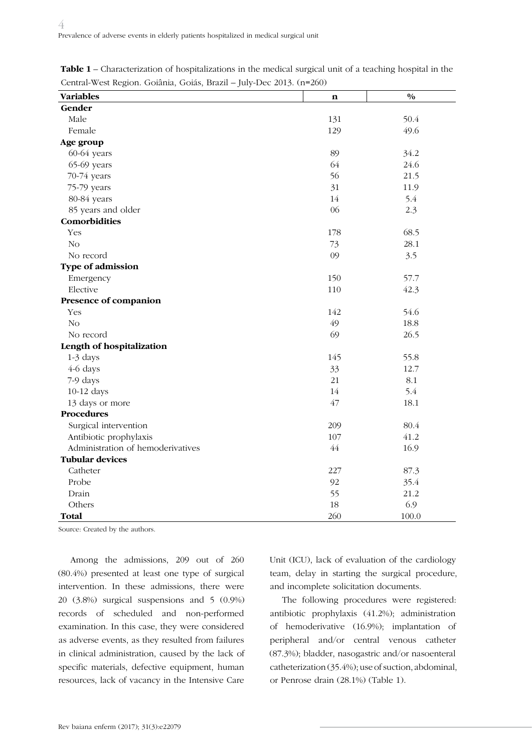**Table 1** – Characterization of hospitalizations in the medical surgical unit of a teaching hospital in the Central-West Region. Goiânia, Goiás, Brazil – July-Dec 2013. (n=260)

| Variables | n | % |
|---|---|---|
| **Gender** | | |
| Male | 131 | 50.4 |
| Female | 129 | 49.6 |
| **Age group** | | |
| 60-64 years | 89 | 34.2 |
| 65-69 years | 64 | 24.6 |
| 70-74 years | 56 | 21.5 |
| 75-79 years | 31 | 11.9 |
| 80-84 years | 14 | 5.4 |
| 85 years and older | 06 | 2.3 |
| **Comorbidities** | | |
| Yes | 178 | 68.5 |
| No | 73 | 28.1 |
| No record | 09 | 3.5 |
| **Type of admission** | | |
| Emergency | 150 | 57.7 |
| Elective | 110 | 42.3 |
| **Presence of companion** | | |
| Yes | 142 | 54.6 |
| No | 49 | 18.8 |
| No record | 69 | 26.5 |
| **Length of hospitalization** | | |
| 1-3 days | 145 | 55.8 |
| 4-6 days | 33 | 12.7 |
| 7-9 days | 21 | 8.1 |
| 10-12 days | 14 | 5.4 |
| 13 days or more | 47 | 18.1 |
| **Procedures** | | |
| Surgical intervention | 209 | 80.4 |
| Antibiotic prophylaxis | 107 | 41.2 |
| Administration of hemoderivatives | 44 | 16.9 |
| **Tubular devices** | | |
| Catheter | 227 | 87.3 |
| Probe | 92 | 35.4 |
| Drain | 55 | 21.2 |
| Others | 18 | 6.9 |
| **Total** | 260 | 100.0 |

Source: Created by the authors.

Among the admissions, 209 out of 260 (80.4%) presented at least one type of surgical intervention. In these admissions, there were 20 (3.8%) surgical suspensions and 5 (0.9%) records of scheduled and non-performed examination. In this case, they were considered as adverse events, as they resulted from failures in clinical administration, caused by the lack of specific materials, defective equipment, human resources, lack of vacancy in the Intensive Care Unit (ICU), lack of evaluation of the cardiology team, delay in starting the surgical procedure, and incomplete solicitation documents.

The following procedures were registered: antibiotic prophylaxis (41.2%); administration of hemoderivative (16.9%); implantation of peripheral and/or central venous catheter (87.3%); bladder, nasogastric and/or nasoenteral catheterization (35.4%); use of suction, abdominal, or Penrose drain (28.1%) (Table 1).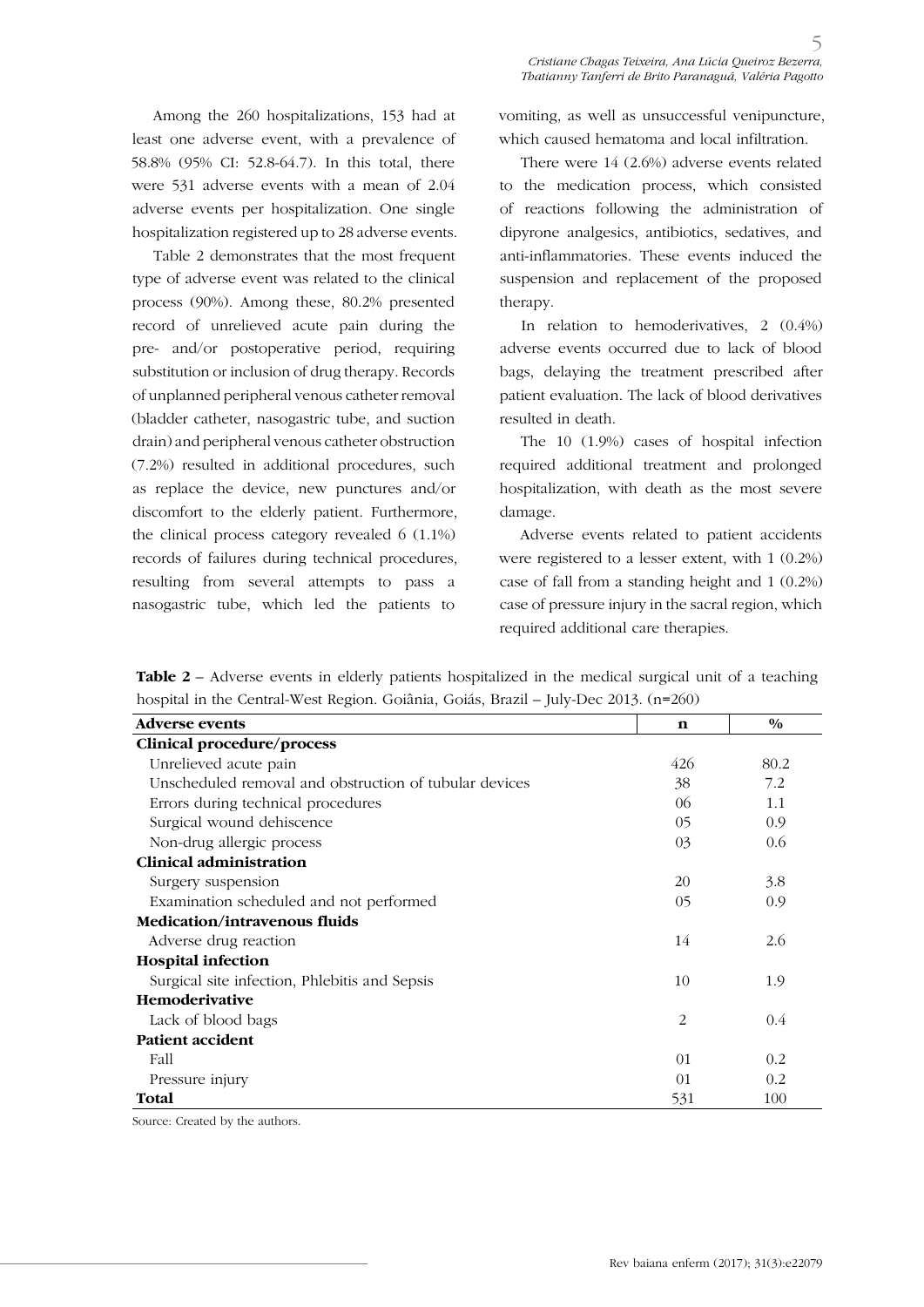Among the 260 hospitalizations, 153 had at least one adverse event, with a prevalence of 58.8% (95% CI: 52.8-64.7). In this total, there were 531 adverse events with a mean of 2.04 adverse events per hospitalization. One single hospitalization registered up to 28 adverse events.

Table 2 demonstrates that the most frequent type of adverse event was related to the clinical process (90%). Among these, 80.2% presented record of unrelieved acute pain during the pre- and/or postoperative period, requiring substitution or inclusion of drug therapy. Records of unplanned peripheral venous catheter removal (bladder catheter, nasogastric tube, and suction drain) and peripheral venous catheter obstruction (7.2%) resulted in additional procedures, such as replace the device, new punctures and/or discomfort to the elderly patient. Furthermore, the clinical process category revealed 6 (1.1%) records of failures during technical procedures, resulting from several attempts to pass a nasogastric tube, which led the patients to vomiting, as well as unsuccessful venipuncture, which caused hematoma and local infiltration.

There were 14 (2.6%) adverse events related to the medication process, which consisted of reactions following the administration of dipyrone analgesics, antibiotics, sedatives, and anti-inflammatories. These events induced the suspension and replacement of the proposed therapy.

In relation to hemoderivatives, 2 (0.4%) adverse events occurred due to lack of blood bags, delaying the treatment prescribed after patient evaluation. The lack of blood derivatives resulted in death.

The 10 (1.9%) cases of hospital infection required additional treatment and prolonged hospitalization, with death as the most severe damage.

Adverse events related to patient accidents were registered to a lesser extent, with 1 (0.2%) case of fall from a standing height and 1 (0.2%) case of pressure injury in the sacral region, which required additional care therapies.

**Table 2** – Adverse events in elderly patients hospitalized in the medical surgical unit of a teaching hospital in the Central-West Region. Goiânia, Goiás, Brazil – July-Dec 2013. (n=260)

| Adverse events | n | % |
|---|---|---|
| **Clinical procedure/process** | | |
| Unrelieved acute pain | 426 | 80.2 |
| Unscheduled removal and obstruction of tubular devices | 38 | 7.2 |
| Errors during technical procedures | 06 | 1.1 |
| Surgical wound dehiscence | 05 | 0.9 |
| Non-drug allergic process | 03 | 0.6 |
| **Clinical administration** | | |
| Surgery suspension | 20 | 3.8 |
| Examination scheduled and not performed | 05 | 0.9 |
| **Medication/intravenous fluids** | | |
| Adverse drug reaction | 14 | 2.6 |
| **Hospital infection** | | |
| Surgical site infection, Phlebitis and Sepsis | 10 | 1.9 |
| **Hemoderivative** | | |
| Lack of blood bags | 2 | 0.4 |
| **Patient accident** | | |
| Fall | 01 | 0.2 |
| Pressure injury | 01 | 0.2 |
| **Total** | 531 | 100 |

Source: Created by the authors.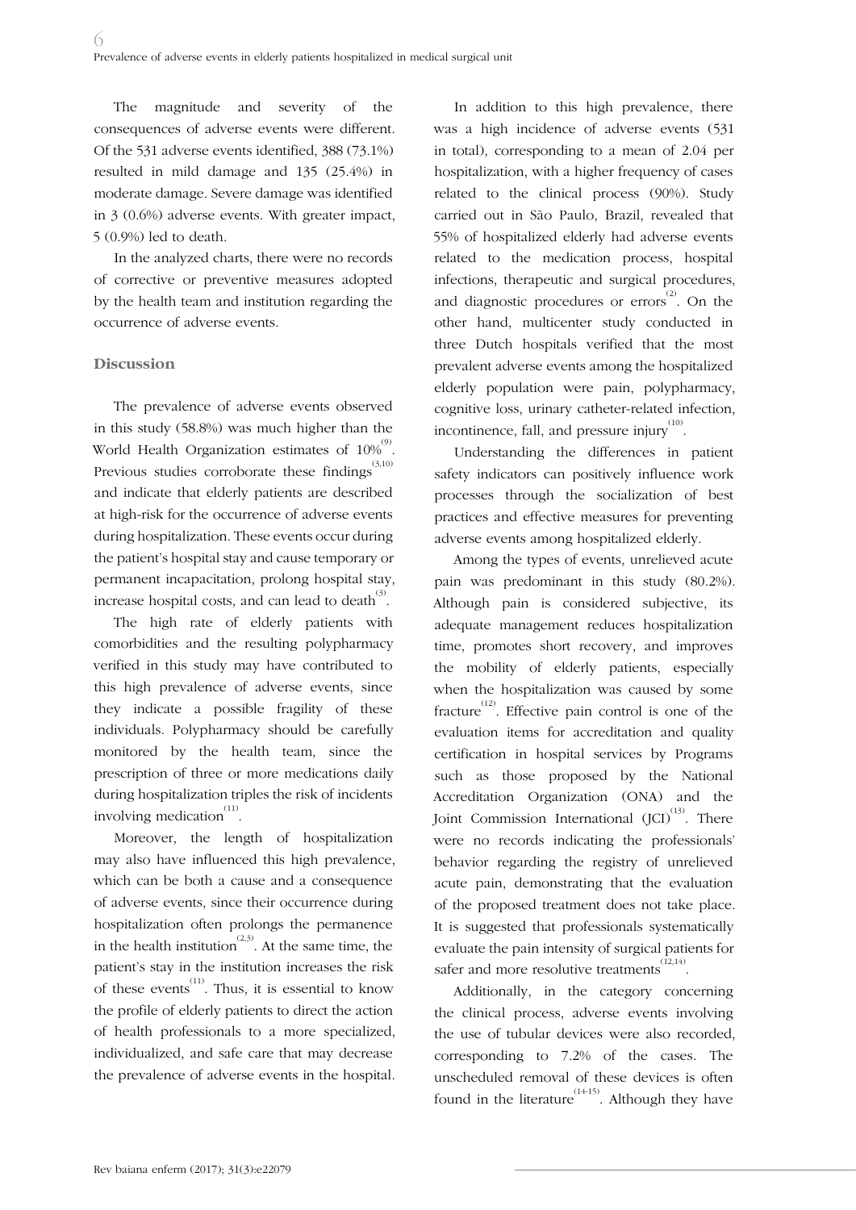The magnitude and severity of the consequences of adverse events were different. Of the 531 adverse events identified, 388 (73.1%) resulted in mild damage and 135 (25.4%) in moderate damage. Severe damage was identified in 3 (0.6%) adverse events. With greater impact, 5 (0.9%) led to death.

In the analyzed charts, there were no records of corrective or preventive measures adopted by the health team and institution regarding the occurrence of adverse events.

## Discussion

The prevalence of adverse events observed in this study (58.8%) was much higher than the World Health Organization estimates of 10%[9]. Previous studies corroborate these findings[3,10] and indicate that elderly patients are described at high-risk for the occurrence of adverse events during hospitalization. These events occur during the patient's hospital stay and cause temporary or permanent incapacitation, prolong hospital stay, increase hospital costs, and can lead to death[3].

The high rate of elderly patients with comorbidities and the resulting polypharmacy verified in this study may have contributed to this high prevalence of adverse events, since they indicate a possible fragility of these individuals. Polypharmacy should be carefully monitored by the health team, since the prescription of three or more medications daily during hospitalization triples the risk of incidents involving medication[11].

Moreover, the length of hospitalization may also have influenced this high prevalence, which can be both a cause and a consequence of adverse events, since their occurrence during hospitalization often prolongs the permanence in the health institution[2,3]. At the same time, the patient's stay in the institution increases the risk of these events[11]. Thus, it is essential to know the profile of elderly patients to direct the action of health professionals to a more specialized, individualized, and safe care that may decrease the prevalence of adverse events in the hospital.

In addition to this high prevalence, there was a high incidence of adverse events (531 in total), corresponding to a mean of 2.04 per hospitalization, with a higher frequency of cases related to the clinical process (90%). Study carried out in São Paulo, Brazil, revealed that 55% of hospitalized elderly had adverse events related to the medication process, hospital infections, therapeutic and surgical procedures, and diagnostic procedures or errors[2]. On the other hand, multicenter study conducted in three Dutch hospitals verified that the most prevalent adverse events among the hospitalized elderly population were pain, polypharmacy, cognitive loss, urinary catheter-related infection, incontinence, fall, and pressure injury[10].

Understanding the differences in patient safety indicators can positively influence work processes through the socialization of best practices and effective measures for preventing adverse events among hospitalized elderly.

Among the types of events, unrelieved acute pain was predominant in this study (80.2%). Although pain is considered subjective, its adequate management reduces hospitalization time, promotes short recovery, and improves the mobility of elderly patients, especially when the hospitalization was caused by some fracture[12]. Effective pain control is one of the evaluation items for accreditation and quality certification in hospital services by Programs such as those proposed by the National Accreditation Organization (ONA) and the Joint Commission International (JCI)[13]. There were no records indicating the professionals' behavior regarding the registry of unrelieved acute pain, demonstrating that the evaluation of the proposed treatment does not take place. It is suggested that professionals systematically evaluate the pain intensity of surgical patients for safer and more resolutive treatments[12,14].

Additionally, in the category concerning the clinical process, adverse events involving the use of tubular devices were also recorded, corresponding to 7.2% of the cases. The unscheduled removal of these devices is often found in the literature[14-15]. Although they have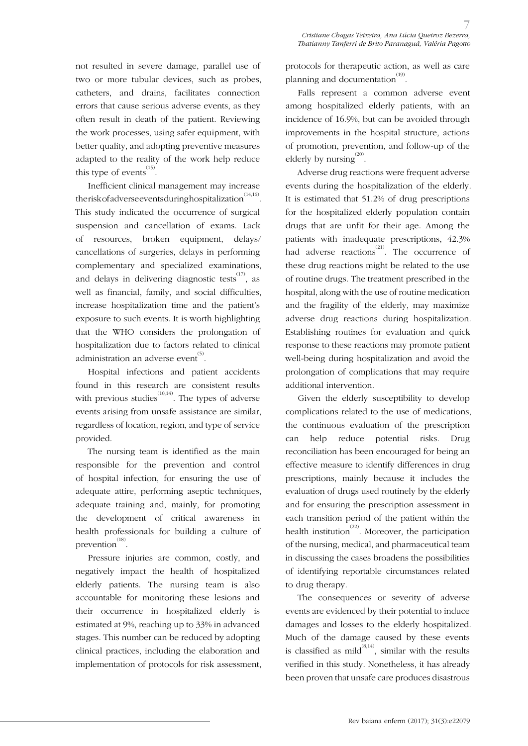not resulted in severe damage, parallel use of two or more tubular devices, such as probes, catheters, and drains, facilitates connection errors that cause serious adverse events, as they often result in death of the patient. Reviewing the work processes, using safer equipment, with better quality, and adopting preventive measures adapted to the reality of the work help reduce this type of events[15].

Inefficient clinical management may increase the risk of adverse events during hospitalization[14,16]. This study indicated the occurrence of surgical suspension and cancellation of exams. Lack of resources, broken equipment, delays/cancellations of surgeries, delays in performing complementary and specialized examinations, and delays in delivering diagnostic tests[17], as well as financial, family, and social difficulties, increase hospitalization time and the patient's exposure to such events. It is worth highlighting that the WHO considers the prolongation of hospitalization due to factors related to clinical administration an adverse event[5].

Hospital infections and patient accidents found in this research are consistent results with previous studies[10,14]. The types of adverse events arising from unsafe assistance are similar, regardless of location, region, and type of service provided.

The nursing team is identified as the main responsible for the prevention and control of hospital infection, for ensuring the use of adequate attire, performing aseptic techniques, adequate training and, mainly, for promoting the development of critical awareness in health professionals for building a culture of prevention[18].

Pressure injuries are common, costly, and negatively impact the health of hospitalized elderly patients. The nursing team is also accountable for monitoring these lesions and their occurrence in hospitalized elderly is estimated at 9%, reaching up to 33% in advanced stages. This number can be reduced by adopting clinical practices, including the elaboration and implementation of protocols for risk assessment, protocols for therapeutic action, as well as care planning and documentation[19].

Falls represent a common adverse event among hospitalized elderly patients, with an incidence of 16.9%, but can be avoided through improvements in the hospital structure, actions of promotion, prevention, and follow-up of the elderly by nursing[20].

Adverse drug reactions were frequent adverse events during the hospitalization of the elderly. It is estimated that 51.2% of drug prescriptions for the hospitalized elderly population contain drugs that are unfit for their age. Among the patients with inadequate prescriptions, 42.3% had adverse reactions[21]. The occurrence of these drug reactions might be related to the use of routine drugs. The treatment prescribed in the hospital, along with the use of routine medication and the fragility of the elderly, may maximize adverse drug reactions during hospitalization. Establishing routines for evaluation and quick response to these reactions may promote patient well-being during hospitalization and avoid the prolongation of complications that may require additional intervention.

Given the elderly susceptibility to develop complications related to the use of medications, the continuous evaluation of the prescription can help reduce potential risks. Drug reconciliation has been encouraged for being an effective measure to identify differences in drug prescriptions, mainly because it includes the evaluation of drugs used routinely by the elderly and for ensuring the prescription assessment in each transition period of the patient within the health institution[22]. Moreover, the participation of the nursing, medical, and pharmaceutical team in discussing the cases broadens the possibilities of identifying reportable circumstances related to drug therapy.

The consequences or severity of adverse events are evidenced by their potential to induce damages and losses to the elderly hospitalized. Much of the damage caused by these events is classified as mild[8,14], similar with the results verified in this study. Nonetheless, it has already been proven that unsafe care produces disastrous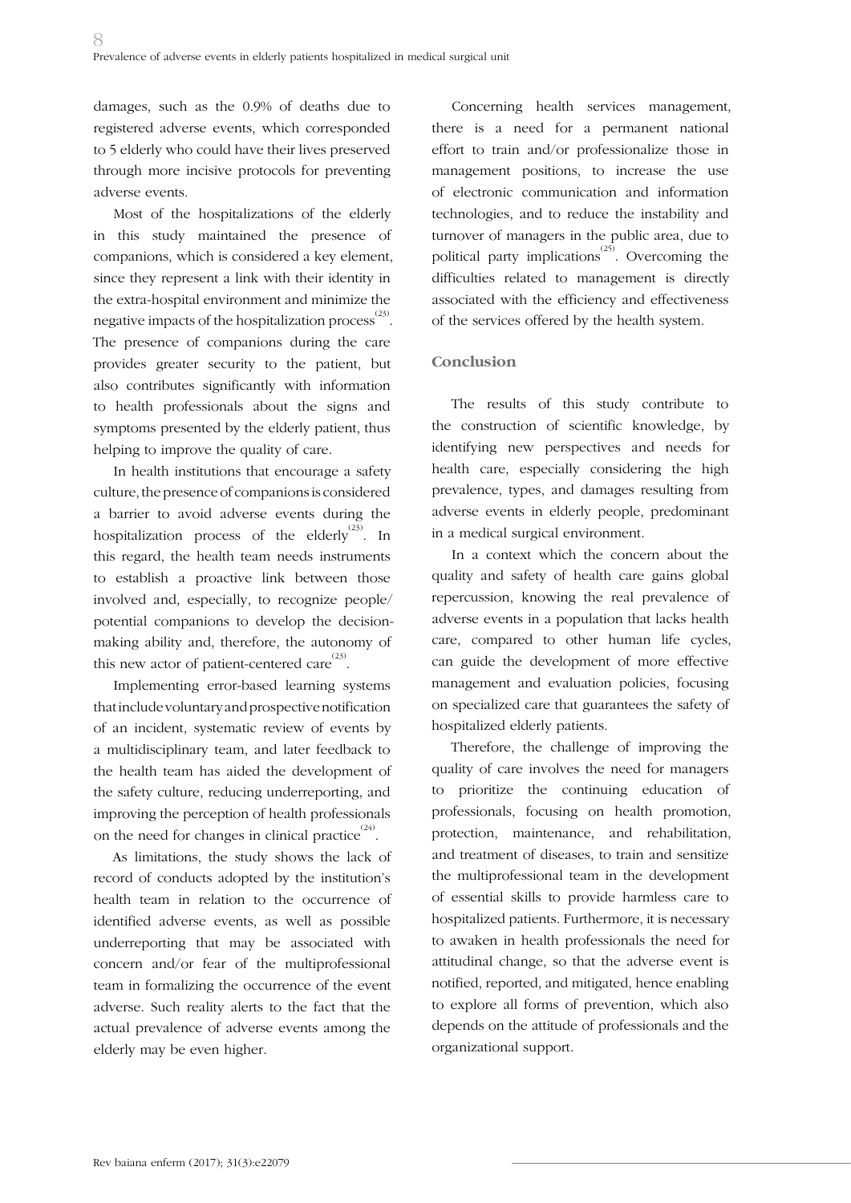damages, such as the 0.9% of deaths due to registered adverse events, which corresponded to 5 elderly who could have their lives preserved through more incisive protocols for preventing adverse events.

Most of the hospitalizations of the elderly in this study maintained the presence of companions, which is considered a key element, since they represent a link with their identity in the extra-hospital environment and minimize the negative impacts of the hospitalization process[23]. The presence of companions during the care provides greater security to the patient, but also contributes significantly with information to health professionals about the signs and symptoms presented by the elderly patient, thus helping to improve the quality of care.

In health institutions that encourage a safety culture, the presence of companions is considered a barrier to avoid adverse events during the hospitalization process of the elderly[23]. In this regard, the health team needs instruments to establish a proactive link between those involved and, especially, to recognize people/ potential companions to develop the decision-making ability and, therefore, the autonomy of this new actor of patient-centered care[23].

Implementing error-based learning systems that include voluntary and prospective notification of an incident, systematic review of events by a multidisciplinary team, and later feedback to the health team has aided the development of the safety culture, reducing underreporting, and improving the perception of health professionals on the need for changes in clinical practice[24].

As limitations, the study shows the lack of record of conducts adopted by the institution's health team in relation to the occurrence of identified adverse events, as well as possible underreporting that may be associated with concern and/or fear of the multiprofessional team in formalizing the occurrence of the event adverse. Such reality alerts to the fact that the actual prevalence of adverse events among the elderly may be even higher.

Concerning health services management, there is a need for a permanent national effort to train and/or professionalize those in management positions, to increase the use of electronic communication and information technologies, and to reduce the instability and turnover of managers in the public area, due to political party implications[25]. Overcoming the difficulties related to management is directly associated with the efficiency and effectiveness of the services offered by the health system.

## Conclusion

The results of this study contribute to the construction of scientific knowledge, by identifying new perspectives and needs for health care, especially considering the high prevalence, types, and damages resulting from adverse events in elderly people, predominant in a medical surgical environment.

In a context which the concern about the quality and safety of health care gains global repercussion, knowing the real prevalence of adverse events in a population that lacks health care, compared to other human life cycles, can guide the development of more effective management and evaluation policies, focusing on specialized care that guarantees the safety of hospitalized elderly patients.

Therefore, the challenge of improving the quality of care involves the need for managers to prioritize the continuing education of professionals, focusing on health promotion, protection, maintenance, and rehabilitation, and treatment of diseases, to train and sensitize the multiprofessional team in the development of essential skills to provide harmless care to hospitalized patients. Furthermore, it is necessary to awaken in health professionals the need for attitudinal change, so that the adverse event is notified, reported, and mitigated, hence enabling to explore all forms of prevention, which also depends on the attitude of professionals and the organizational support.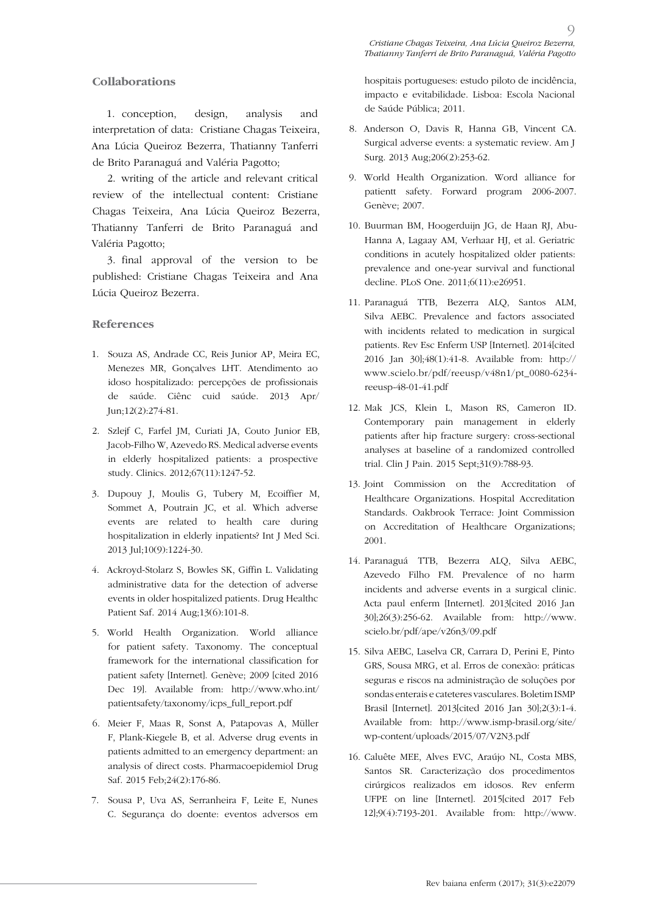## Collaborations

1. conception, design, analysis and interpretation of data: Cristiane Chagas Teixeira, Ana Lúcia Queiroz Bezerra, Thatianny Tanferri de Brito Paranaguá and Valéria Pagotto;

2. writing of the article and relevant critical review of the intellectual content: Cristiane Chagas Teixeira, Ana Lúcia Queiroz Bezerra, Thatianny Tanferri de Brito Paranaguá and Valéria Pagotto;

3. final approval of the version to be published: Cristiane Chagas Teixeira and Ana Lúcia Queiroz Bezerra.

## References

1. Souza AS, Andrade CC, Reis Junior AP, Meira EC, Menezes MR, Gonçalves LHT. Atendimento ao idoso hospitalizado: percepções de profissionais de saúde. Ciênc cuid saúde. 2013 Apr/Jun;12(2):274-81.

2. Szlejf C, Farfel JM, Curiati JA, Couto Junior EB, Jacob-Filho W, Azevedo RS. Medical adverse events in elderly hospitalized patients: a prospective study. Clinics. 2012;67(11):1247-52.

3. Dupouy J, Moulis G, Tubery M, Ecoiffier M, Sommet A, Poutrain JC, et al. Which adverse events are related to health care during hospitalization in elderly inpatients? Int J Med Sci. 2013 Jul;10(9):1224-30.

4. Ackroyd-Stolarz S, Bowles SK, Giffin L. Validating administrative data for the detection of adverse events in older hospitalized patients. Drug Healthc Patient Saf. 2014 Aug;13(6):101-8.

5. World Health Organization. World alliance for patient safety. Taxonomy. The conceptual framework for the international classification for patient safety [Internet]. Genève; 2009 [cited 2016 Dec 19]. Available from: http://www.who.int/patientsafety/taxonomy/icps_full_report.pdf

6. Meier F, Maas R, Sonst A, Patapovas A, Müller F, Plank-Kiegele B, et al. Adverse drug events in patients admitted to an emergency department: an analysis of direct costs. Pharmacoepidemiol Drug Saf. 2015 Feb;24(2):176-86.

7. Sousa P, Uva AS, Serranheira F, Leite E, Nunes C. Segurança do doente: eventos adversos em hospitais portugueses: estudo piloto de incidência, impacto e evitabilidade. Lisboa: Escola Nacional de Saúde Pública; 2011.

8. Anderson O, Davis R, Hanna GB, Vincent CA. Surgical adverse events: a systematic review. Am J Surg. 2013 Aug;206(2):253-62.

9. World Health Organization. Word alliance for patientt safety. Forward program 2006-2007. Genève; 2007.

10. Buurman BM, Hoogerduijn JG, de Haan RJ, Abu-Hanna A, Lagaay AM, Verhaar HJ, et al. Geriatric conditions in acutely hospitalized older patients: prevalence and one-year survival and functional decline. PLoS One. 2011;6(11):e26951.

11. Paranaguá TTB, Bezerra ALQ, Santos ALM, Silva AEBC. Prevalence and factors associated with incidents related to medication in surgical patients. Rev Esc Enferm USP [Internet]. 2014[cited 2016 Jan 30];48(1):41-8. Available from: http://www.scielo.br/pdf/reeusp/v48n1/pt_0080-6234-reeusp-48-01-41.pdf

12. Mak JCS, Klein L, Mason RS, Cameron ID. Contemporary pain management in elderly patients after hip fracture surgery: cross-sectional analyses at baseline of a randomized controlled trial. Clin J Pain. 2015 Sept;31(9):788-93.

13. Joint Commission on the Accreditation of Healthcare Organizations. Hospital Accreditation Standards. Oakbrook Terrace: Joint Commission on Accreditation of Healthcare Organizations; 2001.

14. Paranaguá TTB, Bezerra ALQ, Silva AEBC, Azevedo Filho FM. Prevalence of no harm incidents and adverse events in a surgical clinic. Acta paul enferm [Internet]. 2013[cited 2016 Jan 30];26(3):256-62. Available from: http://www.scielo.br/pdf/ape/v26n3/09.pdf

15. Silva AEBC, Laselva CR, Carrara D, Perini E, Pinto GRS, Sousa MRG, et al. Erros de conexão: práticas seguras e riscos na administração de soluções por sondas enterais e cateteres vasculares. Boletim ISMP Brasil [Internet]. 2013[cited 2016 Jan 30];2(3):1-4. Available from: http://www.ismp-brasil.org/site/wp-content/uploads/2015/07/V2N3.pdf

16. Caluête MEE, Alves EVC, Araújo NL, Costa MBS, Santos SR. Caracterização dos procedimentos cirúrgicos realizados em idosos. Rev enferm UFPE on line [Internet]. 2015[cited 2017 Feb 12];9(4):7193-201. Available from: http://www.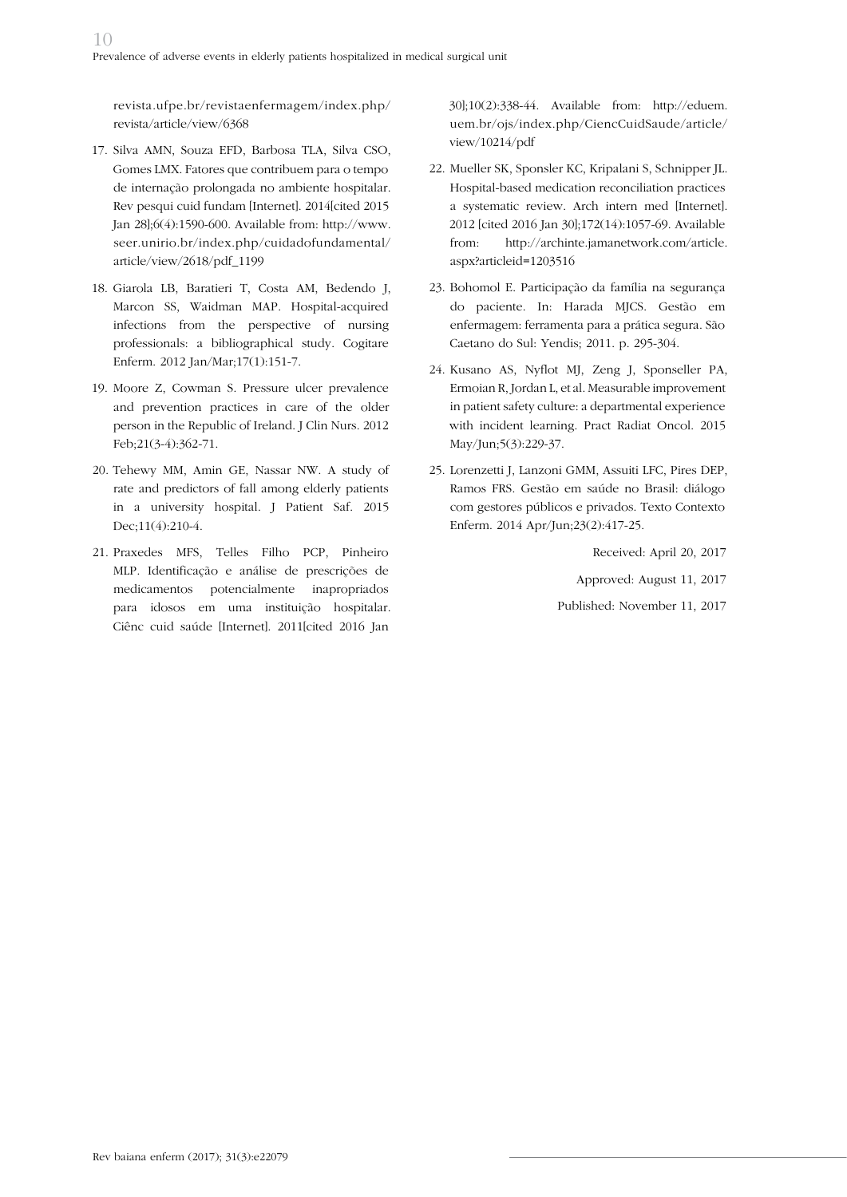revista.ufpe.br/revistaenfermagem/index.php/revista/article/view/6368

17. Silva AMN, Souza EFD, Barbosa TLA, Silva CSO, Gomes LMX. Fatores que contribuem para o tempo de internação prolongada no ambiente hospitalar. Rev pesqui cuid fundam [Internet]. 2014[cited 2015 Jan 28];6(4):1590-600. Available from: http://www.seer.unirio.br/index.php/cuidadofundamental/article/view/2618/pdf_1199

18. Giarola LB, Baratieri T, Costa AM, Bedendo J, Marcon SS, Waidman MAP. Hospital-acquired infections from the perspective of nursing professionals: a bibliographical study. Cogitare Enferm. 2012 Jan/Mar;17(1):151-7.

19. Moore Z, Cowman S. Pressure ulcer prevalence and prevention practices in care of the older person in the Republic of Ireland. J Clin Nurs. 2012 Feb;21(3-4):362-71.

20. Tehewy MM, Amin GE, Nassar NW. A study of rate and predictors of fall among elderly patients in a university hospital. J Patient Saf. 2015 Dec;11(4):210-4.

21. Praxedes MFS, Telles Filho PCP, Pinheiro MLP. Identificação e análise de prescrições de medicamentos potencialmente inapropriados para idosos em uma instituição hospitalar. Ciênc cuid saúde [Internet]. 2011[cited 2016 Jan 30];10(2):338-44. Available from: http://eduem.uem.br/ojs/index.php/CiencCuidSaude/article/view/10214/pdf

22. Mueller SK, Sponsler KC, Kripalani S, Schnipper JL. Hospital-based medication reconciliation practices a systematic review. Arch intern med [Internet]. 2012 [cited 2016 Jan 30];172(14):1057-69. Available from: http://archinte.jamanetwork.com/article.aspx?articleid=1203516

23. Bohomol E. Participação da família na segurança do paciente. In: Harada MJCS. Gestão em enfermagem: ferramenta para a prática segura. São Caetano do Sul: Yendis; 2011. p. 295-304.

24. Kusano AS, Nyflot MJ, Zeng J, Sponseller PA, Ermoian R, Jordan L, et al. Measurable improvement in patient safety culture: a departmental experience with incident learning. Pract Radiat Oncol. 2015 May/Jun;5(3):229-37.

25. Lorenzetti J, Lanzoni GMM, Assuiti LFC, Pires DEP, Ramos FRS. Gestão em saúde no Brasil: diálogo com gestores públicos e privados. Texto Contexto Enferm. 2014 Apr/Jun;23(2):417-25.

Received: April 20, 2017

Approved: August 11, 2017

Published: November 11, 2017